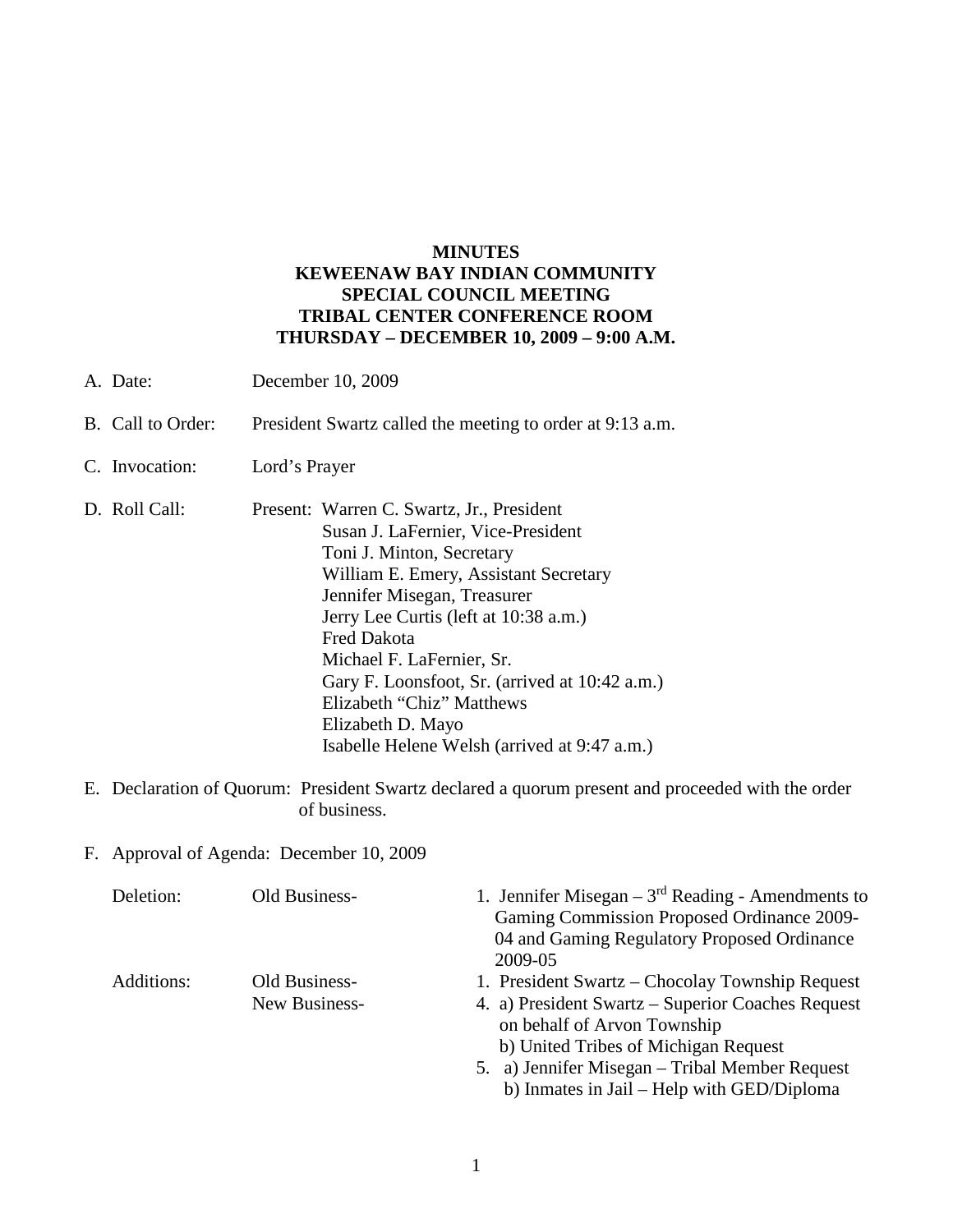# MINUTES
## KEWEENAW BAY INDIAN COMMUNITY
## SPECIAL COUNCIL MEETING
## TRIBAL CENTER CONFERENCE ROOM
## THURSDAY – DECEMBER 10, 2009 – 9:00 A.M.

A. Date: December 10, 2009

B. Call to Order: President Swartz called the meeting to order at 9:13 a.m.

C. Invocation: Lord's Prayer

D. Roll Call: Present: Warren C. Swartz, Jr., President
Susan J. LaFernier, Vice-President
Toni J. Minton, Secretary
William E. Emery, Assistant Secretary
Jennifer Misegan, Treasurer
Jerry Lee Curtis (left at 10:38 a.m.)
Fred Dakota
Michael F. LaFernier, Sr.
Gary F. Loonsfoot, Sr. (arrived at 10:42 a.m.)
Elizabeth "Chiz" Matthews
Elizabeth D. Mayo
Isabelle Helene Welsh (arrived at 9:47 a.m.)

E. Declaration of Quorum: President Swartz declared a quorum present and proceeded with the order of business.

F. Approval of Agenda: December 10, 2009

Deletion: Old Business-
1. Jennifer Misegan – 3rd Reading - Amendments to Gaming Commission Proposed Ordinance 2009-04 and Gaming Regulatory Proposed Ordinance 2009-05

Additions: Old Business-
1. President Swartz – Chocolay Township Request

New Business-
4. a) President Swartz – Superior Coaches Request on behalf of Arvon Township
   b) United Tribes of Michigan Request
5. a) Jennifer Misegan – Tribal Member Request
   b) Inmates in Jail – Help with GED/Diploma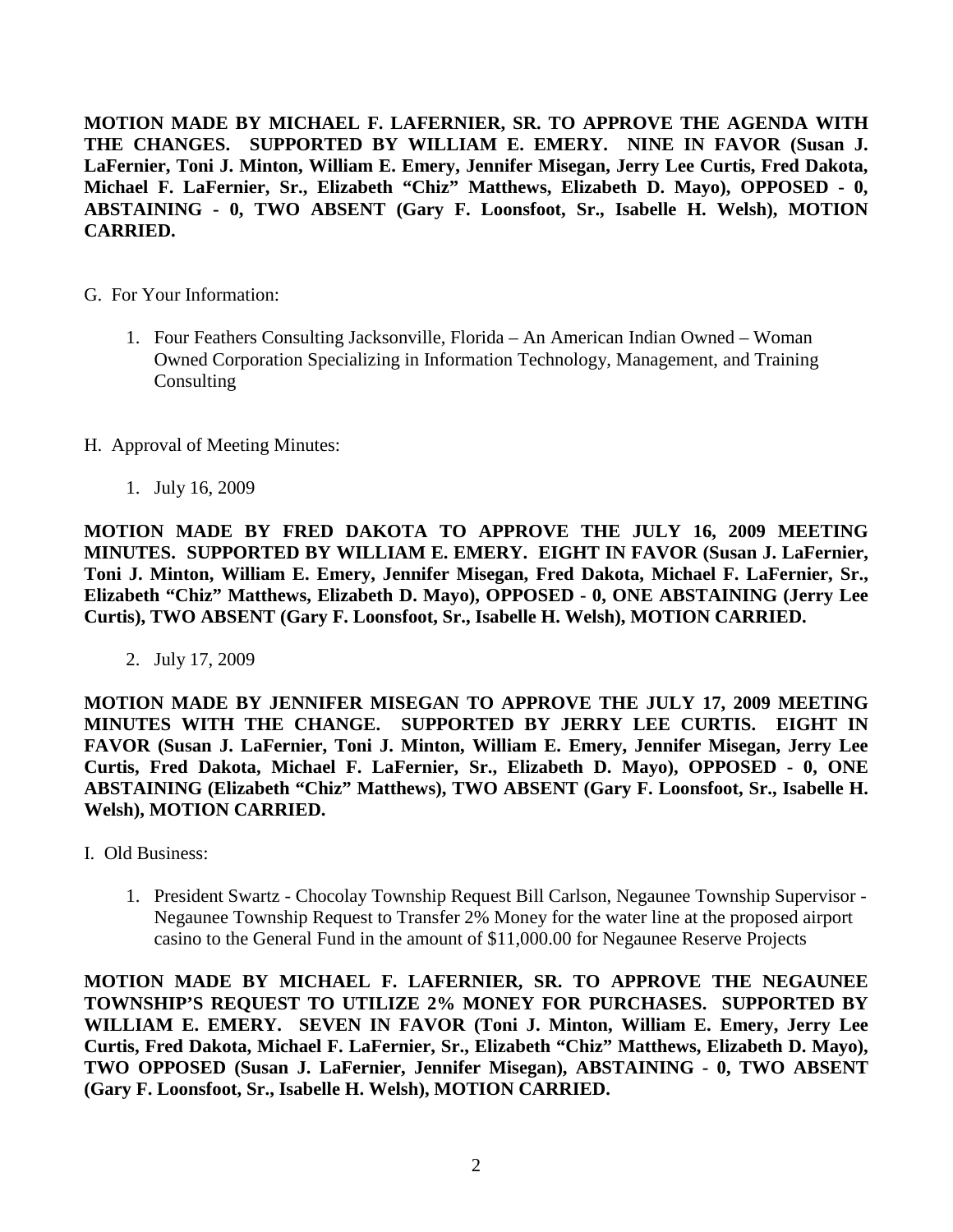**MOTION MADE BY MICHAEL F. LAFERNIER, SR. TO APPROVE THE AGENDA WITH THE CHANGES. SUPPORTED BY WILLIAM E. EMERY. NINE IN FAVOR (Susan J. LaFernier, Toni J. Minton, William E. Emery, Jennifer Misegan, Jerry Lee Curtis, Fred Dakota, Michael F. LaFernier, Sr., Elizabeth "Chiz" Matthews, Elizabeth D. Mayo), OPPOSED - 0, ABSTAINING - 0, TWO ABSENT (Gary F. Loonsfoot, Sr., Isabelle H. Welsh), MOTION CARRIED.**

G. For Your Information:

1. Four Feathers Consulting Jacksonville, Florida – An American Indian Owned – Woman Owned Corporation Specializing in Information Technology, Management, and Training Consulting

H. Approval of Meeting Minutes:

1. July 16, 2009

**MOTION MADE BY FRED DAKOTA TO APPROVE THE JULY 16, 2009 MEETING MINUTES. SUPPORTED BY WILLIAM E. EMERY. EIGHT IN FAVOR (Susan J. LaFernier, Toni J. Minton, William E. Emery, Jennifer Misegan, Fred Dakota, Michael F. LaFernier, Sr., Elizabeth "Chiz" Matthews, Elizabeth D. Mayo), OPPOSED - 0, ONE ABSTAINING (Jerry Lee Curtis), TWO ABSENT (Gary F. Loonsfoot, Sr., Isabelle H. Welsh), MOTION CARRIED.**

2. July 17, 2009

**MOTION MADE BY JENNIFER MISEGAN TO APPROVE THE JULY 17, 2009 MEETING MINUTES WITH THE CHANGE. SUPPORTED BY JERRY LEE CURTIS. EIGHT IN FAVOR (Susan J. LaFernier, Toni J. Minton, William E. Emery, Jennifer Misegan, Jerry Lee Curtis, Fred Dakota, Michael F. LaFernier, Sr., Elizabeth D. Mayo), OPPOSED - 0, ONE ABSTAINING (Elizabeth "Chiz" Matthews), TWO ABSENT (Gary F. Loonsfoot, Sr., Isabelle H. Welsh), MOTION CARRIED.**

I. Old Business:

1. President Swartz - Chocolay Township Request Bill Carlson, Negaunee Township Supervisor - Negaunee Township Request to Transfer 2% Money for the water line at the proposed airport casino to the General Fund in the amount of $11,000.00 for Negaunee Reserve Projects

**MOTION MADE BY MICHAEL F. LAFERNIER, SR. TO APPROVE THE NEGAUNEE TOWNSHIP'S REQUEST TO UTILIZE 2% MONEY FOR PURCHASES. SUPPORTED BY WILLIAM E. EMERY. SEVEN IN FAVOR (Toni J. Minton, William E. Emery, Jerry Lee Curtis, Fred Dakota, Michael F. LaFernier, Sr., Elizabeth "Chiz" Matthews, Elizabeth D. Mayo), TWO OPPOSED (Susan J. LaFernier, Jennifer Misegan), ABSTAINING - 0, TWO ABSENT (Gary F. Loonsfoot, Sr., Isabelle H. Welsh), MOTION CARRIED.**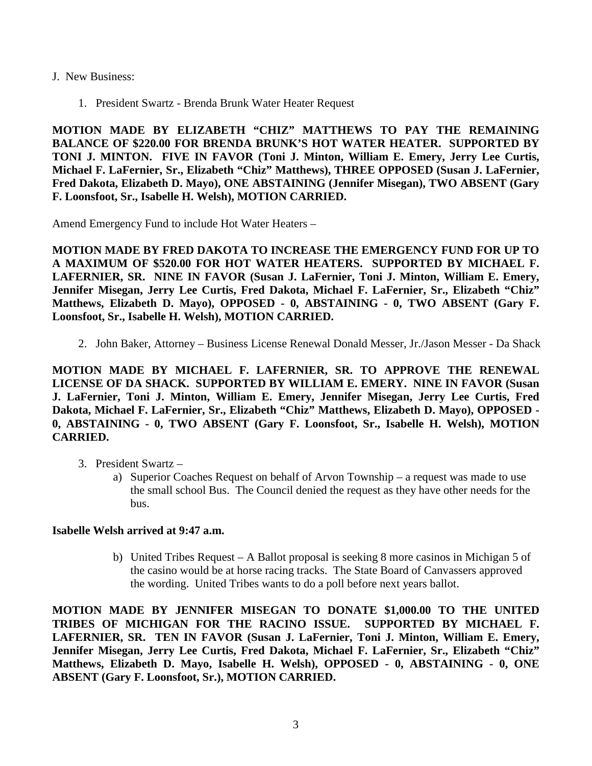J. New Business:

1. President Swartz - Brenda Brunk Water Heater Request

**MOTION MADE BY ELIZABETH "CHIZ" MATTHEWS TO PAY THE REMAINING BALANCE OF $220.00 FOR BRENDA BRUNK'S HOT WATER HEATER. SUPPORTED BY TONI J. MINTON. FIVE IN FAVOR (Toni J. Minton, William E. Emery, Jerry Lee Curtis, Michael F. LaFernier, Sr., Elizabeth "Chiz" Matthews), THREE OPPOSED (Susan J. LaFernier, Fred Dakota, Elizabeth D. Mayo), ONE ABSTAINING (Jennifer Misegan), TWO ABSENT (Gary F. Loonsfoot, Sr., Isabelle H. Welsh), MOTION CARRIED.**

Amend Emergency Fund to include Hot Water Heaters –

**MOTION MADE BY FRED DAKOTA TO INCREASE THE EMERGENCY FUND FOR UP TO A MAXIMUM OF $520.00 FOR HOT WATER HEATERS. SUPPORTED BY MICHAEL F. LAFERNIER, SR. NINE IN FAVOR (Susan J. LaFernier, Toni J. Minton, William E. Emery, Jennifer Misegan, Jerry Lee Curtis, Fred Dakota, Michael F. LaFernier, Sr., Elizabeth "Chiz" Matthews, Elizabeth D. Mayo), OPPOSED - 0, ABSTAINING - 0, TWO ABSENT (Gary F. Loonsfoot, Sr., Isabelle H. Welsh), MOTION CARRIED.**

2. John Baker, Attorney – Business License Renewal Donald Messer, Jr./Jason Messer - Da Shack

**MOTION MADE BY MICHAEL F. LAFERNIER, SR. TO APPROVE THE RENEWAL LICENSE OF DA SHACK. SUPPORTED BY WILLIAM E. EMERY. NINE IN FAVOR (Susan J. LaFernier, Toni J. Minton, William E. Emery, Jennifer Misegan, Jerry Lee Curtis, Fred Dakota, Michael F. LaFernier, Sr., Elizabeth "Chiz" Matthews, Elizabeth D. Mayo), OPPOSED - 0, ABSTAINING - 0, TWO ABSENT (Gary F. Loonsfoot, Sr., Isabelle H. Welsh), MOTION CARRIED.**

3. President Swartz –
   a) Superior Coaches Request on behalf of Arvon Township – a request was made to use the small school Bus. The Council denied the request as they have other needs for the bus.

**Isabelle Welsh arrived at 9:47 a.m.**

   b) United Tribes Request – A Ballot proposal is seeking 8 more casinos in Michigan 5 of the casino would be at horse racing tracks. The State Board of Canvassers approved the wording. United Tribes wants to do a poll before next years ballot.

**MOTION MADE BY JENNIFER MISEGAN TO DONATE $1,000.00 TO THE UNITED TRIBES OF MICHIGAN FOR THE RACINO ISSUE. SUPPORTED BY MICHAEL F. LAFERNIER, SR. TEN IN FAVOR (Susan J. LaFernier, Toni J. Minton, William E. Emery, Jennifer Misegan, Jerry Lee Curtis, Fred Dakota, Michael F. LaFernier, Sr., Elizabeth "Chiz" Matthews, Elizabeth D. Mayo, Isabelle H. Welsh), OPPOSED - 0, ABSTAINING - 0, ONE ABSENT (Gary F. Loonsfoot, Sr.), MOTION CARRIED.**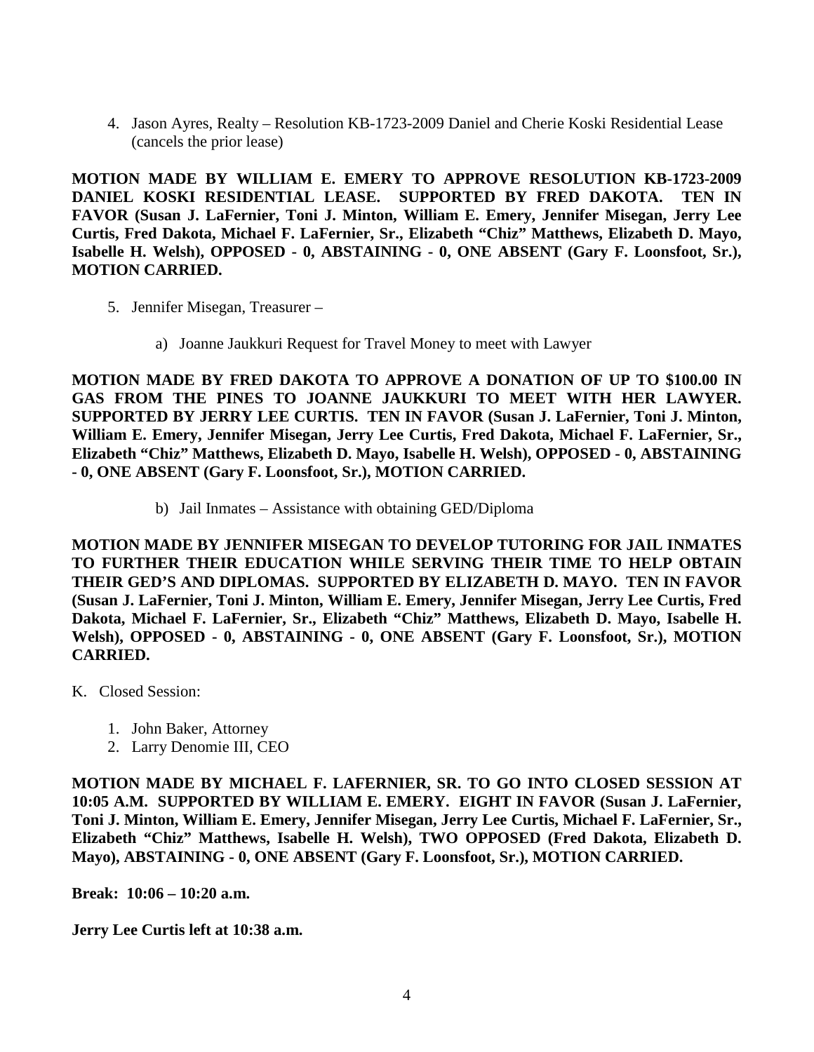4. Jason Ayres, Realty – Resolution KB-1723-2009 Daniel and Cherie Koski Residential Lease (cancels the prior lease)

**MOTION MADE BY WILLIAM E. EMERY TO APPROVE RESOLUTION KB-1723-2009 DANIEL KOSKI RESIDENTIAL LEASE. SUPPORTED BY FRED DAKOTA. TEN IN FAVOR (Susan J. LaFernier, Toni J. Minton, William E. Emery, Jennifer Misegan, Jerry Lee Curtis, Fred Dakota, Michael F. LaFernier, Sr., Elizabeth "Chiz" Matthews, Elizabeth D. Mayo, Isabelle H. Welsh), OPPOSED - 0, ABSTAINING - 0, ONE ABSENT (Gary F. Loonsfoot, Sr.), MOTION CARRIED.**

5. Jennifer Misegan, Treasurer –

   a) Joanne Jaukkuri Request for Travel Money to meet with Lawyer

**MOTION MADE BY FRED DAKOTA TO APPROVE A DONATION OF UP TO $100.00 IN GAS FROM THE PINES TO JOANNE JAUKKURI TO MEET WITH HER LAWYER. SUPPORTED BY JERRY LEE CURTIS. TEN IN FAVOR (Susan J. LaFernier, Toni J. Minton, William E. Emery, Jennifer Misegan, Jerry Lee Curtis, Fred Dakota, Michael F. LaFernier, Sr., Elizabeth "Chiz" Matthews, Elizabeth D. Mayo, Isabelle H. Welsh), OPPOSED - 0, ABSTAINING - 0, ONE ABSENT (Gary F. Loonsfoot, Sr.), MOTION CARRIED.**

   b) Jail Inmates – Assistance with obtaining GED/Diploma

**MOTION MADE BY JENNIFER MISEGAN TO DEVELOP TUTORING FOR JAIL INMATES TO FURTHER THEIR EDUCATION WHILE SERVING THEIR TIME TO HELP OBTAIN THEIR GED'S AND DIPLOMAS. SUPPORTED BY ELIZABETH D. MAYO. TEN IN FAVOR (Susan J. LaFernier, Toni J. Minton, William E. Emery, Jennifer Misegan, Jerry Lee Curtis, Fred Dakota, Michael F. LaFernier, Sr., Elizabeth "Chiz" Matthews, Elizabeth D. Mayo, Isabelle H. Welsh), OPPOSED - 0, ABSTAINING - 0, ONE ABSENT (Gary F. Loonsfoot, Sr.), MOTION CARRIED.**

K. Closed Session:

1. John Baker, Attorney
2. Larry Denomie III, CEO

**MOTION MADE BY MICHAEL F. LAFERNIER, SR. TO GO INTO CLOSED SESSION AT 10:05 A.M. SUPPORTED BY WILLIAM E. EMERY. EIGHT IN FAVOR (Susan J. LaFernier, Toni J. Minton, William E. Emery, Jennifer Misegan, Jerry Lee Curtis, Michael F. LaFernier, Sr., Elizabeth "Chiz" Matthews, Isabelle H. Welsh), TWO OPPOSED (Fred Dakota, Elizabeth D. Mayo), ABSTAINING - 0, ONE ABSENT (Gary F. Loonsfoot, Sr.), MOTION CARRIED.**

**Break: 10:06 – 10:20 a.m.**

**Jerry Lee Curtis left at 10:38 a.m.**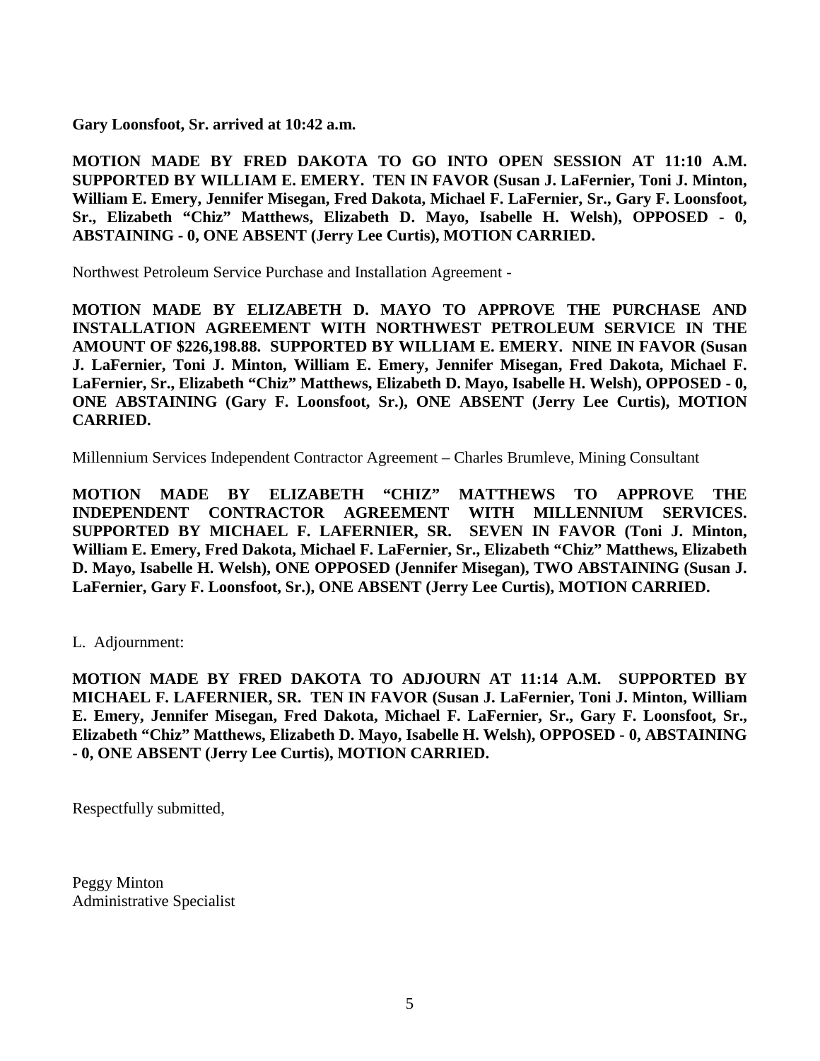**Gary Loonsfoot, Sr. arrived at 10:42 a.m.**

**MOTION MADE BY FRED DAKOTA TO GO INTO OPEN SESSION AT 11:10 A.M. SUPPORTED BY WILLIAM E. EMERY. TEN IN FAVOR (Susan J. LaFernier, Toni J. Minton, William E. Emery, Jennifer Misegan, Fred Dakota, Michael F. LaFernier, Sr., Gary F. Loonsfoot, Sr., Elizabeth "Chiz" Matthews, Elizabeth D. Mayo, Isabelle H. Welsh), OPPOSED - 0, ABSTAINING - 0, ONE ABSENT (Jerry Lee Curtis), MOTION CARRIED.**

Northwest Petroleum Service Purchase and Installation Agreement -

**MOTION MADE BY ELIZABETH D. MAYO TO APPROVE THE PURCHASE AND INSTALLATION AGREEMENT WITH NORTHWEST PETROLEUM SERVICE IN THE AMOUNT OF $226,198.88. SUPPORTED BY WILLIAM E. EMERY. NINE IN FAVOR (Susan J. LaFernier, Toni J. Minton, William E. Emery, Jennifer Misegan, Fred Dakota, Michael F. LaFernier, Sr., Elizabeth "Chiz" Matthews, Elizabeth D. Mayo, Isabelle H. Welsh), OPPOSED - 0, ONE ABSTAINING (Gary F. Loonsfoot, Sr.), ONE ABSENT (Jerry Lee Curtis), MOTION CARRIED.**

Millennium Services Independent Contractor Agreement – Charles Brumleve, Mining Consultant

**MOTION MADE BY ELIZABETH "CHIZ" MATTHEWS TO APPROVE THE INDEPENDENT CONTRACTOR AGREEMENT WITH MILLENNIUM SERVICES. SUPPORTED BY MICHAEL F. LAFERNIER, SR. SEVEN IN FAVOR (Toni J. Minton, William E. Emery, Fred Dakota, Michael F. LaFernier, Sr., Elizabeth "Chiz" Matthews, Elizabeth D. Mayo, Isabelle H. Welsh), ONE OPPOSED (Jennifer Misegan), TWO ABSTAINING (Susan J. LaFernier, Gary F. Loonsfoot, Sr.), ONE ABSENT (Jerry Lee Curtis), MOTION CARRIED.**

L. Adjournment:

**MOTION MADE BY FRED DAKOTA TO ADJOURN AT 11:14 A.M. SUPPORTED BY MICHAEL F. LAFERNIER, SR. TEN IN FAVOR (Susan J. LaFernier, Toni J. Minton, William E. Emery, Jennifer Misegan, Fred Dakota, Michael F. LaFernier, Sr., Gary F. Loonsfoot, Sr., Elizabeth "Chiz" Matthews, Elizabeth D. Mayo, Isabelle H. Welsh), OPPOSED - 0, ABSTAINING - 0, ONE ABSENT (Jerry Lee Curtis), MOTION CARRIED.**

Respectfully submitted,

Peggy Minton
Administrative Specialist